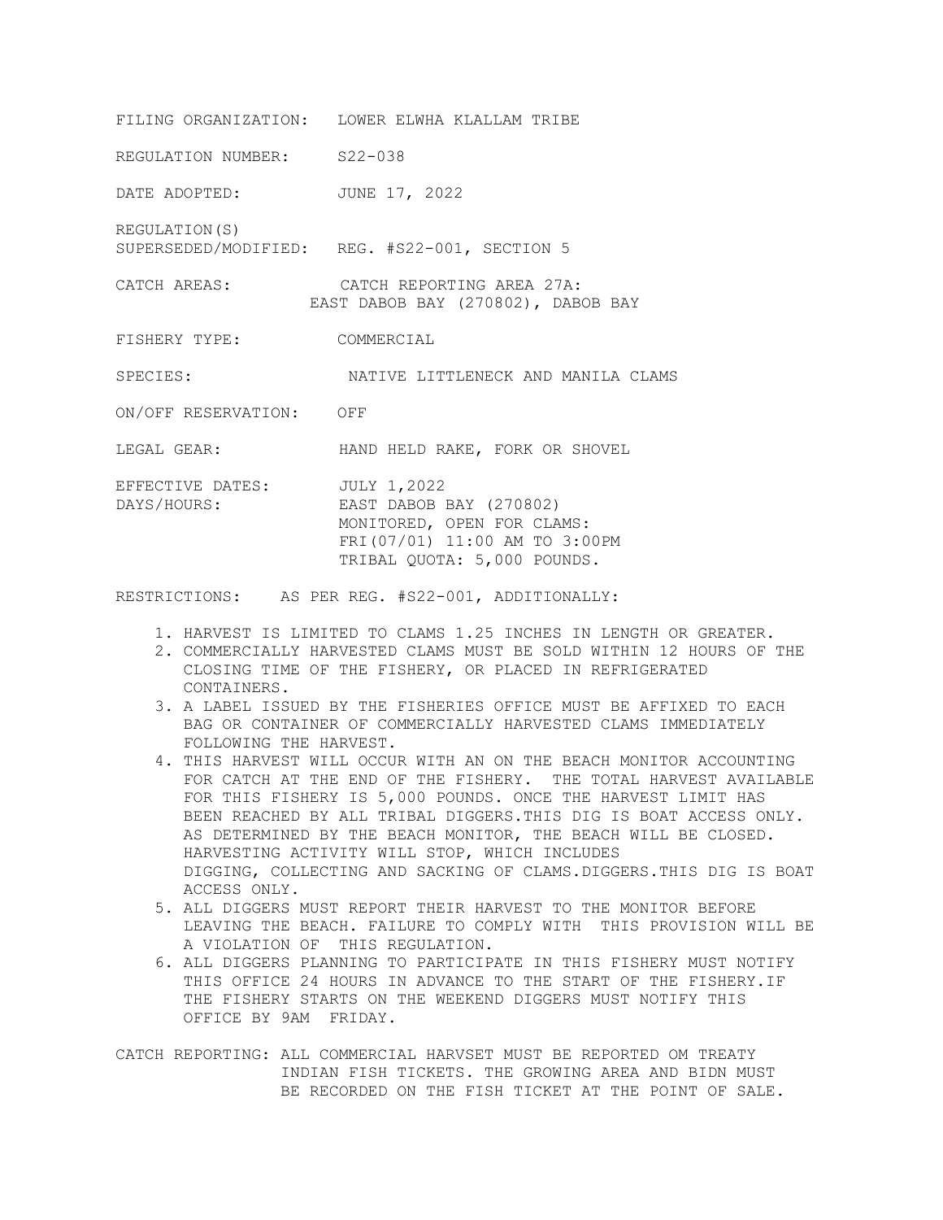FILING ORGANIZATION: LOWER ELWHA KLALLAM TRIBE

REGULATION NUMBER: S22-038

DATE ADOPTED: JUNE 17, 2022

REGULATION(S) SUPERSEDED/MODIFIED: REG. #S22-001, SECTION 5

CATCH AREAS: CATCH REPORTING AREA 27A: EAST DABOB BAY (270802), DABOB BAY

FISHERY TYPE: COMMERCIAL

SPECIES: NATIVE LITTLENECK AND MANILA CLAMS

ON/OFF RESERVATION: OFF

LEGAL GEAR: HAND HELD RAKE, FORK OR SHOVEL

EFFECTIVE DATES: JULY 1,2022

DAYS/HOURS: EAST DABOB BAY (270802)
MONITORED, OPEN FOR CLAMS:
FRI(07/01) 11:00 AM TO 3:00PM
TRIBAL QUOTA: 5,000 POUNDS.

RESTRICTIONS: AS PER REG. #S22-001, ADDITIONALLY:

1. HARVEST IS LIMITED TO CLAMS 1.25 INCHES IN LENGTH OR GREATER.
2. COMMERCIALLY HARVESTED CLAMS MUST BE SOLD WITHIN 12 HOURS OF THE CLOSING TIME OF THE FISHERY, OR PLACED IN REFRIGERATED CONTAINERS.
3. A LABEL ISSUED BY THE FISHERIES OFFICE MUST BE AFFIXED TO EACH BAG OR CONTAINER OF COMMERCIALLY HARVESTED CLAMS IMMEDIATELY FOLLOWING THE HARVEST.
4. THIS HARVEST WILL OCCUR WITH AN ON THE BEACH MONITOR ACCOUNTING FOR CATCH AT THE END OF THE FISHERY. THE TOTAL HARVEST AVAILABLE FOR THIS FISHERY IS 5,000 POUNDS. ONCE THE HARVEST LIMIT HAS BEEN REACHED BY ALL TRIBAL DIGGERS.THIS DIG IS BOAT ACCESS ONLY. AS DETERMINED BY THE BEACH MONITOR, THE BEACH WILL BE CLOSED. HARVESTING ACTIVITY WILL STOP, WHICH INCLUDES DIGGING, COLLECTING AND SACKING OF CLAMS.DIGGERS.THIS DIG IS BOAT ACCESS ONLY.
5. ALL DIGGERS MUST REPORT THEIR HARVEST TO THE MONITOR BEFORE LEAVING THE BEACH. FAILURE TO COMPLY WITH THIS PROVISION WILL BE A VIOLATION OF THIS REGULATION.
6. ALL DIGGERS PLANNING TO PARTICIPATE IN THIS FISHERY MUST NOTIFY THIS OFFICE 24 HOURS IN ADVANCE TO THE START OF THE FISHERY.IF THE FISHERY STARTS ON THE WEEKEND DIGGERS MUST NOTIFY THIS OFFICE BY 9AM FRIDAY.

CATCH REPORTING: ALL COMMERCIAL HARVSET MUST BE REPORTED OM TREATY INDIAN FISH TICKETS. THE GROWING AREA AND BIDN MUST BE RECORDED ON THE FISH TICKET AT THE POINT OF SALE.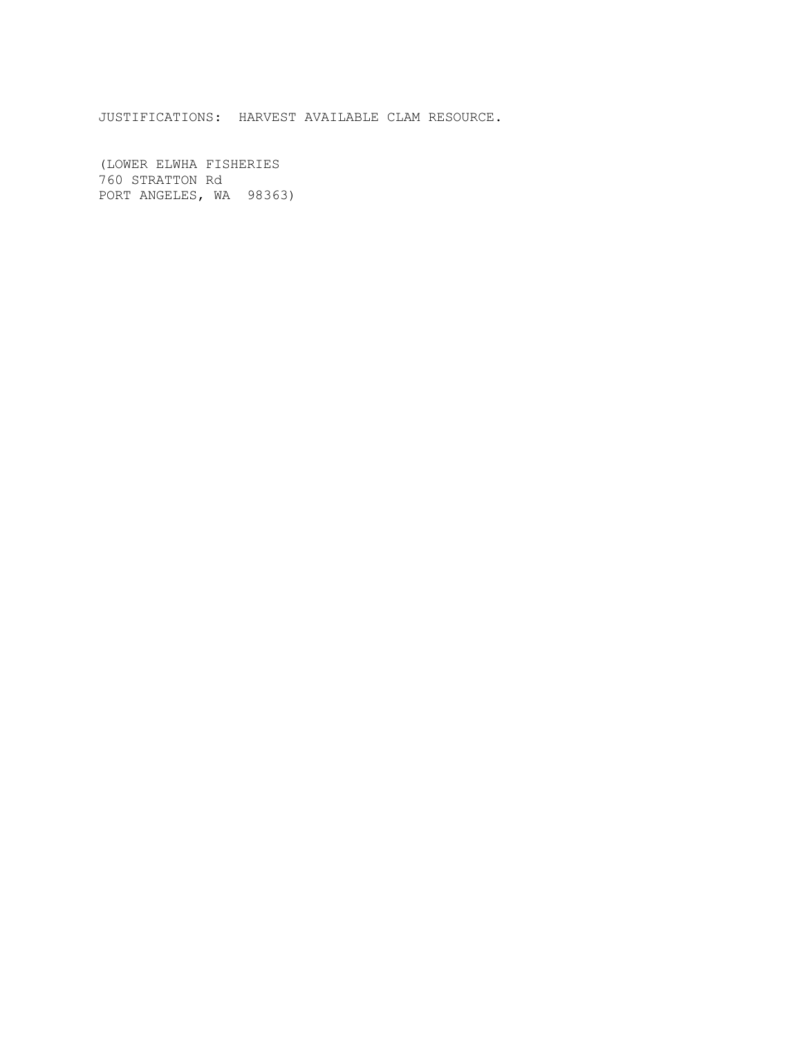JUSTIFICATIONS: HARVEST AVAILABLE CLAM RESOURCE.

(LOWER ELWHA FISHERIES
760 STRATTON Rd
PORT ANGELES, WA 98363)